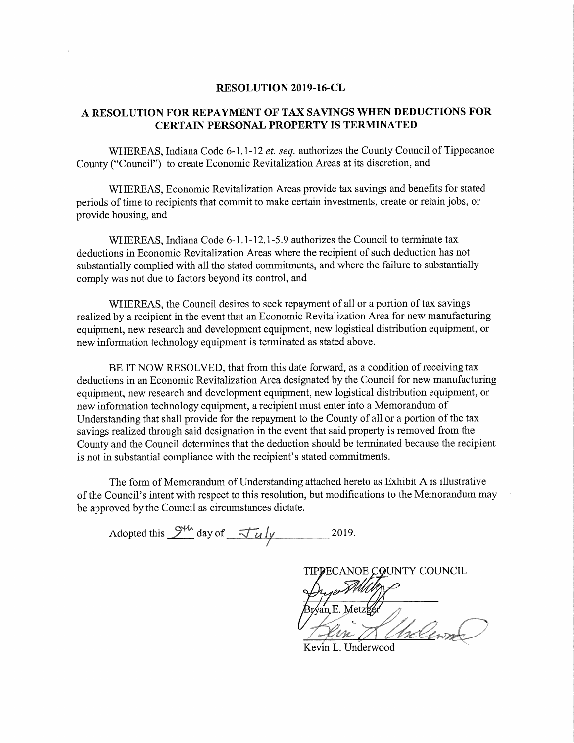# RESOLUTION 2019-16-CL

## A RESOLUTION FOR REPAYMENT OF TAX SAVINGS WHEN DEDUCTIONS FOR CERTAIN PERSONAL PROPERTY IS TERMINATED

WHEREAS, Indiana Code 6-1.1-12 *et. seq.* authorizes the County Council of Tippecanoe County ("Council") to create Economic Revitalization Areas at its discretion, and

WHEREAS, Economic Revitalization Areas provide tax savings and benefits for stated periods of time to recipients that commit to make certain investments, create or retain jobs, or provide housing, and

WHEREAS, Indiana Code 6-1.1-12.1-5.9 authorizes the Council to terminate tax deductions in Economic Revitalization Areas where the recipient of such deduction has not substantially complied with all the stated commitments, and where the failure to substantially comply was not due to factors beyond its control, and

WHEREAS, the Council desires to seek repayment of all or a portion of tax savings realized by a recipient in the event that an Economic Revitalization Area for new manufacturing equipment, new research and development equipment, new logistical distribution equipment, or new information technology equipment is terminated as stated above.

BE IT NOW RESOLVED, that from this date forward, as a condition of receiving tax deductions in an Economic Revitalization Area designated by the Council for new manufacturing equipment, new research and development equipment, new logistical distribution equipment, or new information technology equipment, a recipient must enter into a Memorandum of Understanding that shall provide for the repayment to the County of all or a portion of the tax savings realized through said designation in the event that said property is removed from the County and the Council determines that the deduction should be terminated because the recipient is not in substantial compliance with the recipient's stated commitments.

The form of Memorandum of Understanding attached hereto as Exhibit A is illustrative of the Council's intent with respect to this resolution, but modifications to the Memorandum may be approved by the Council as circumstances dictate.

Adopted this 9th day of July 2019.

TIPPECANOE COUNTY COUNCIL

Bryan E. Metzger

Kevin L. Underwood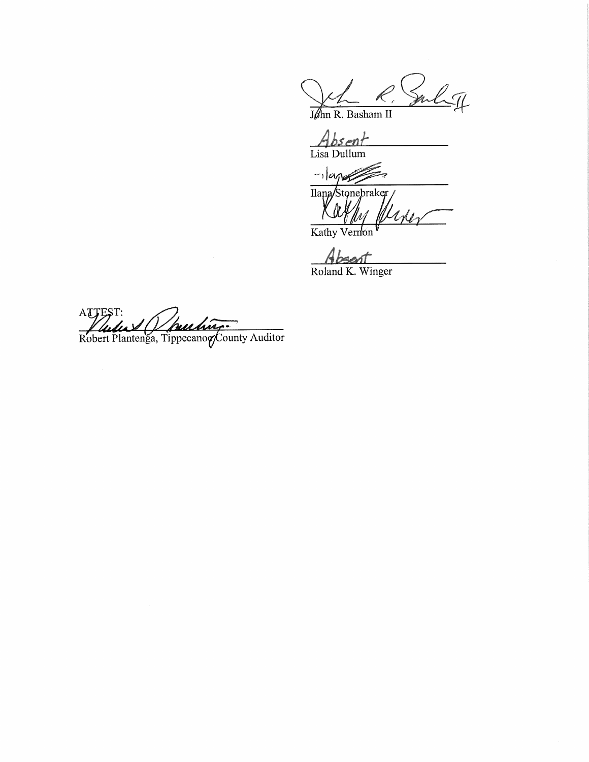John R. Basham II

*Absent*

Lisa Dullum

Ilana Stonebraker

Kathy Vernon

*Absent*

Roland K. Winger

ATTEST:

Robert Plantenga, Tippecanoe County Auditor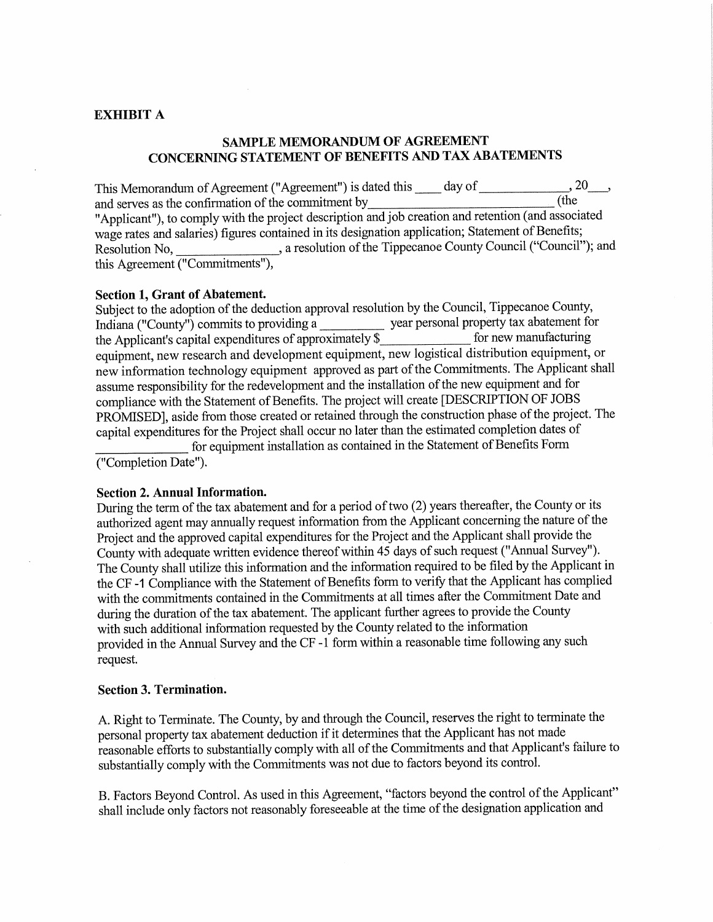**EXHIBIT A**

## SAMPLE MEMORANDUM OF AGREEMENT CONCERNING STATEMENT OF BENEFITS AND TAX ABATEMENTS

This Memorandum of Agreement ("Agreement") is dated this ____ day of ______________, 20___, and serves as the confirmation of the commitment by____________________________ (the "Applicant"), to comply with the project description and job creation and retention (and associated wage rates and salaries) figures contained in its designation application; Statement of Benefits; Resolution No, ________________, a resolution of the Tippecanoe County Council ("Council"); and this Agreement ("Commitments"),

**Section 1, Grant of Abatement.**

Subject to the adoption of the deduction approval resolution by the Council, Tippecanoe County, Indiana ("County") commits to providing a __________ year personal property tax abatement for the Applicant's capital expenditures of approximately $______________ for new manufacturing equipment, new research and development equipment, new logistical distribution equipment, or new information technology equipment approved as part of the Commitments. The Applicant shall assume responsibility for the redevelopment and the installation of the new equipment and for compliance with the Statement of Benefits. The project will create [DESCRIPTION OF JOBS PROMISED], aside from those created or retained through the construction phase of the project. The capital expenditures for the Project shall occur no later than the estimated completion dates of ______________ for equipment installation as contained in the Statement of Benefits Form ("Completion Date").

**Section 2. Annual Information.**

During the term of the tax abatement and for a period of two (2) years thereafter, the County or its authorized agent may annually request information from the Applicant concerning the nature of the Project and the approved capital expenditures for the Project and the Applicant shall provide the County with adequate written evidence thereof within 45 days of such request ("Annual Survey"). The County shall utilize this information and the information required to be filed by the Applicant in the CF -1 Compliance with the Statement of Benefits form to verify that the Applicant has complied with the commitments contained in the Commitments at all times after the Commitment Date and during the duration of the tax abatement. The applicant further agrees to provide the County with such additional information requested by the County related to the information provided in the Annual Survey and the CF -1 form within a reasonable time following any such request.

**Section 3. Termination.**

A. Right to Terminate. The County, by and through the Council, reserves the right to terminate the personal property tax abatement deduction if it determines that the Applicant has not made reasonable efforts to substantially comply with all of the Commitments and that Applicant's failure to substantially comply with the Commitments was not due to factors beyond its control.

B. Factors Beyond Control. As used in this Agreement, "factors beyond the control of the Applicant" shall include only factors not reasonably foreseeable at the time of the designation application and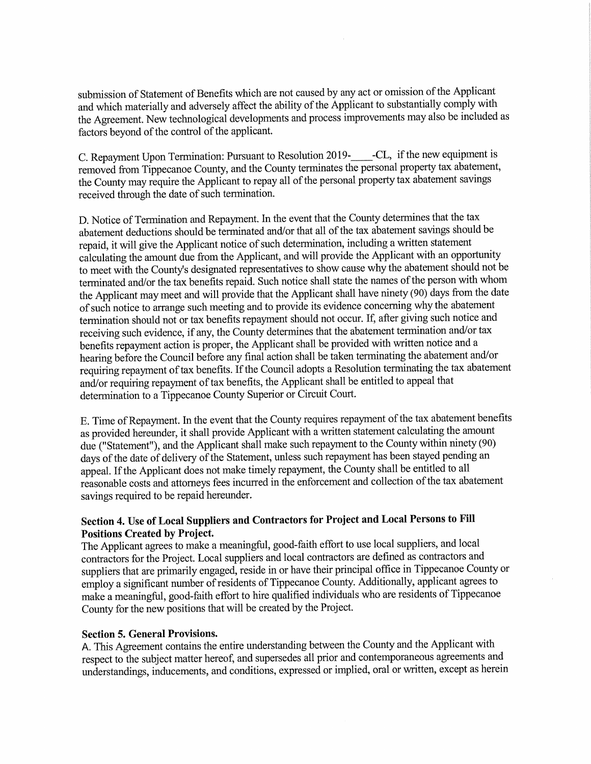submission of Statement of Benefits which are not caused by any act or omission of the Applicant and which materially and adversely affect the ability of the Applicant to substantially comply with the Agreement. New technological developments and process improvements may also be included as factors beyond of the control of the applicant.

C. Repayment Upon Termination: Pursuant to Resolution 2019-\_\_\_\_-CL, if the new equipment is removed from Tippecanoe County, and the County terminates the personal property tax abatement, the County may require the Applicant to repay all of the personal property tax abatement savings received through the date of such termination.

D. Notice of Termination and Repayment. In the event that the County determines that the tax abatement deductions should be terminated and/or that all of the tax abatement savings should be repaid, it will give the Applicant notice of such determination, including a written statement calculating the amount due from the Applicant, and will provide the Applicant with an opportunity to meet with the County's designated representatives to show cause why the abatement should not be terminated and/or the tax benefits repaid. Such notice shall state the names of the person with whom the Applicant may meet and will provide that the Applicant shall have ninety (90) days from the date of such notice to arrange such meeting and to provide its evidence concerning why the abatement termination should not or tax benefits repayment should not occur. If, after giving such notice and receiving such evidence, if any, the County determines that the abatement termination and/or tax benefits repayment action is proper, the Applicant shall be provided with written notice and a hearing before the Council before any final action shall be taken terminating the abatement and/or requiring repayment of tax benefits. If the Council adopts a Resolution terminating the tax abatement and/or requiring repayment of tax benefits, the Applicant shall be entitled to appeal that determination to a Tippecanoe County Superior or Circuit Court.

E. Time of Repayment. In the event that the County requires repayment of the tax abatement benefits as provided hereunder, it shall provide Applicant with a written statement calculating the amount due ("Statement"), and the Applicant shall make such repayment to the County within ninety (90) days of the date of delivery of the Statement, unless such repayment has been stayed pending an appeal. If the Applicant does not make timely repayment, the County shall be entitled to all reasonable costs and attorneys fees incurred in the enforcement and collection of the tax abatement savings required to be repaid hereunder.

**Section 4. Use of Local Suppliers and Contractors for Project and Local Persons to Fill Positions Created by Project.**

The Applicant agrees to make a meaningful, good-faith effort to use local suppliers, and local contractors for the Project. Local suppliers and local contractors are defined as contractors and suppliers that are primarily engaged, reside in or have their principal office in Tippecanoe County or employ a significant number of residents of Tippecanoe County. Additionally, applicant agrees to make a meaningful, good-faith effort to hire qualified individuals who are residents of Tippecanoe County for the new positions that will be created by the Project.

**Section 5. General Provisions.**

A. This Agreement contains the entire understanding between the County and the Applicant with respect to the subject matter hereof, and supersedes all prior and contemporaneous agreements and understandings, inducements, and conditions, expressed or implied, oral or written, except as herein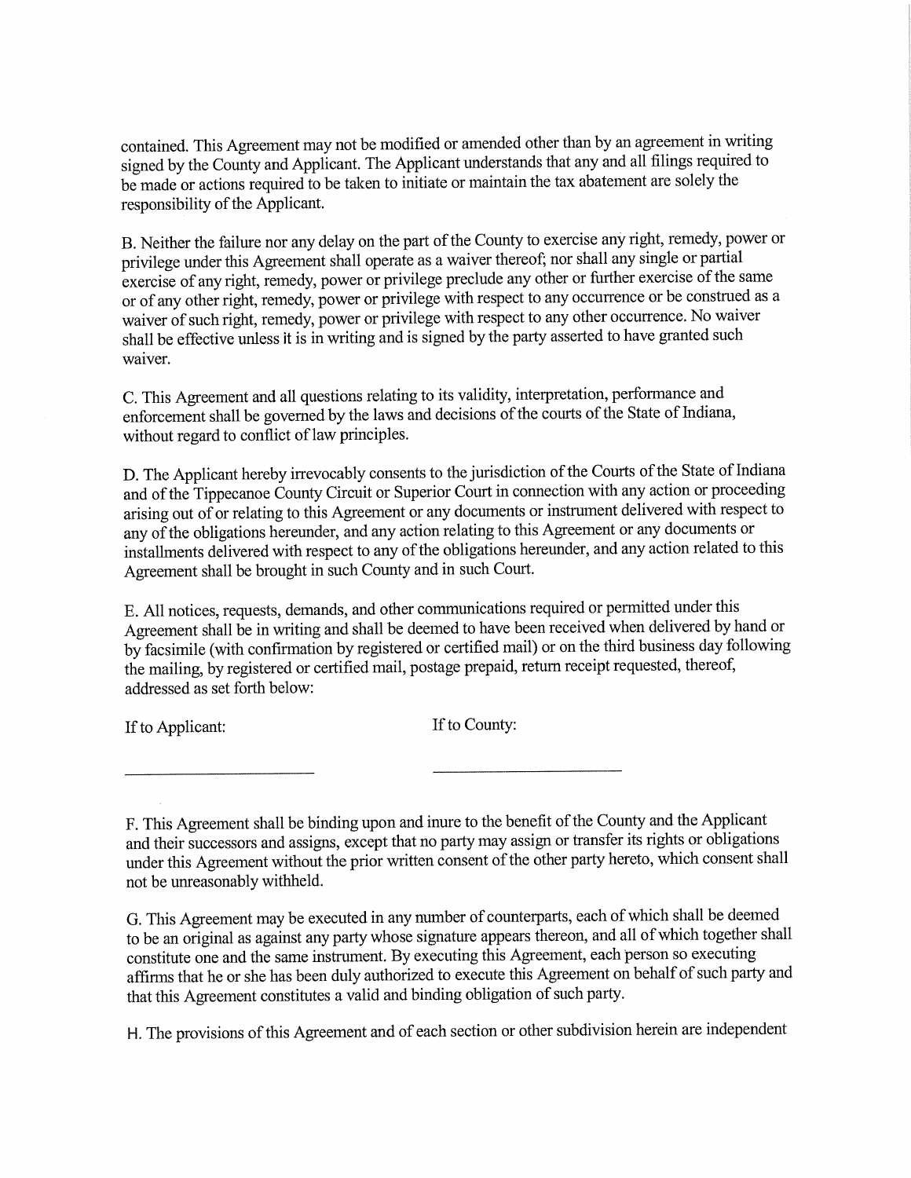contained. This Agreement may not be modified or amended other than by an agreement in writing signed by the County and Applicant. The Applicant understands that any and all filings required to be made or actions required to be taken to initiate or maintain the tax abatement are solely the responsibility of the Applicant.

B. Neither the failure nor any delay on the part of the County to exercise any right, remedy, power or privilege under this Agreement shall operate as a waiver thereof; nor shall any single or partial exercise of any right, remedy, power or privilege preclude any other or further exercise of the same or of any other right, remedy, power or privilege with respect to any occurrence or be construed as a waiver of such right, remedy, power or privilege with respect to any other occurrence. No waiver shall be effective unless it is in writing and is signed by the party asserted to have granted such waiver.

C. This Agreement and all questions relating to its validity, interpretation, performance and enforcement shall be governed by the laws and decisions of the courts of the State of Indiana, without regard to conflict of law principles.

D. The Applicant hereby irrevocably consents to the jurisdiction of the Courts of the State of Indiana and of the Tippecanoe County Circuit or Superior Court in connection with any action or proceeding arising out of or relating to this Agreement or any documents or instrument delivered with respect to any of the obligations hereunder, and any action relating to this Agreement or any documents or installments delivered with respect to any of the obligations hereunder, and any action related to this Agreement shall be brought in such County and in such Court.

E. All notices, requests, demands, and other communications required or permitted under this Agreement shall be in writing and shall be deemed to have been received when delivered by hand or by facsimile (with confirmation by registered or certified mail) or on the third business day following the mailing, by registered or certified mail, postage prepaid, return receipt requested, thereof, addressed as set forth below:

If to Applicant: ______________________

If to County: ______________________

F. This Agreement shall be binding upon and inure to the benefit of the County and the Applicant and their successors and assigns, except that no party may assign or transfer its rights or obligations under this Agreement without the prior written consent of the other party hereto, which consent shall not be unreasonably withheld.

G. This Agreement may be executed in any number of counterparts, each of which shall be deemed to be an original as against any party whose signature appears thereon, and all of which together shall constitute one and the same instrument. By executing this Agreement, each person so executing affirms that he or she has been duly authorized to execute this Agreement on behalf of such party and that this Agreement constitutes a valid and binding obligation of such party.

H. The provisions of this Agreement and of each section or other subdivision herein are independent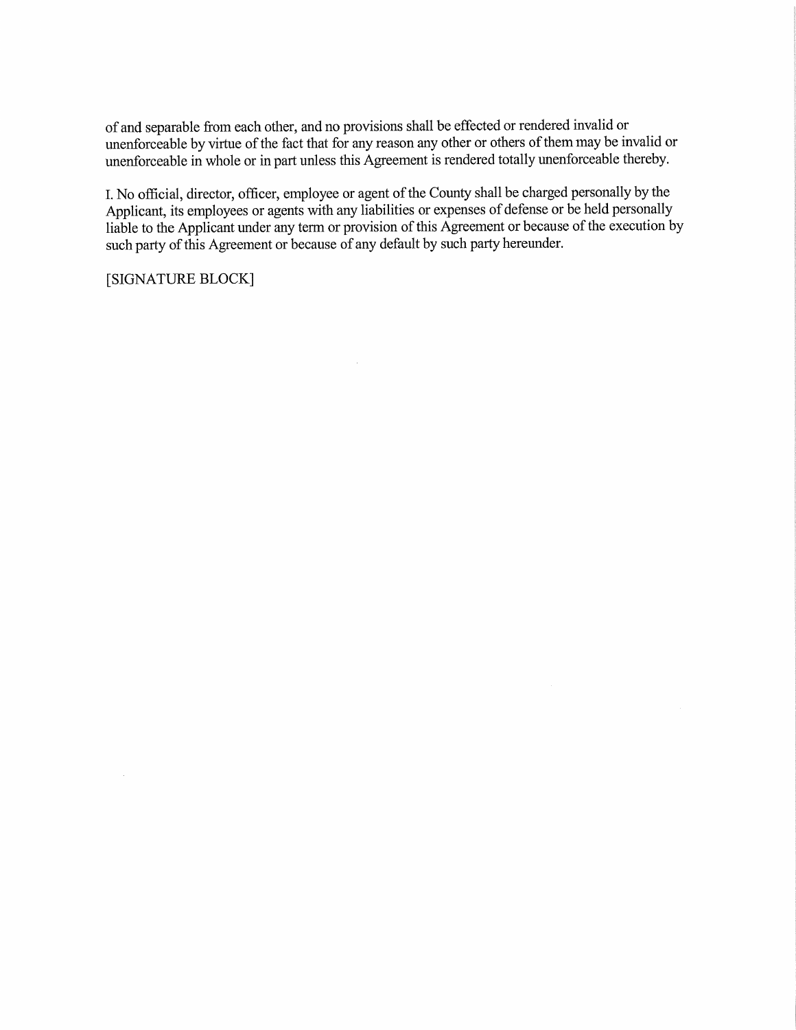of and separable from each other, and no provisions shall be effected or rendered invalid or unenforceable by virtue of the fact that for any reason any other or others of them may be invalid or unenforceable in whole or in part unless this Agreement is rendered totally unenforceable thereby.

I. No official, director, officer, employee or agent of the County shall be charged personally by the Applicant, its employees or agents with any liabilities or expenses of defense or be held personally liable to the Applicant under any term or provision of this Agreement or because of the execution by such party of this Agreement or because of any default by such party hereunder.

[SIGNATURE BLOCK]